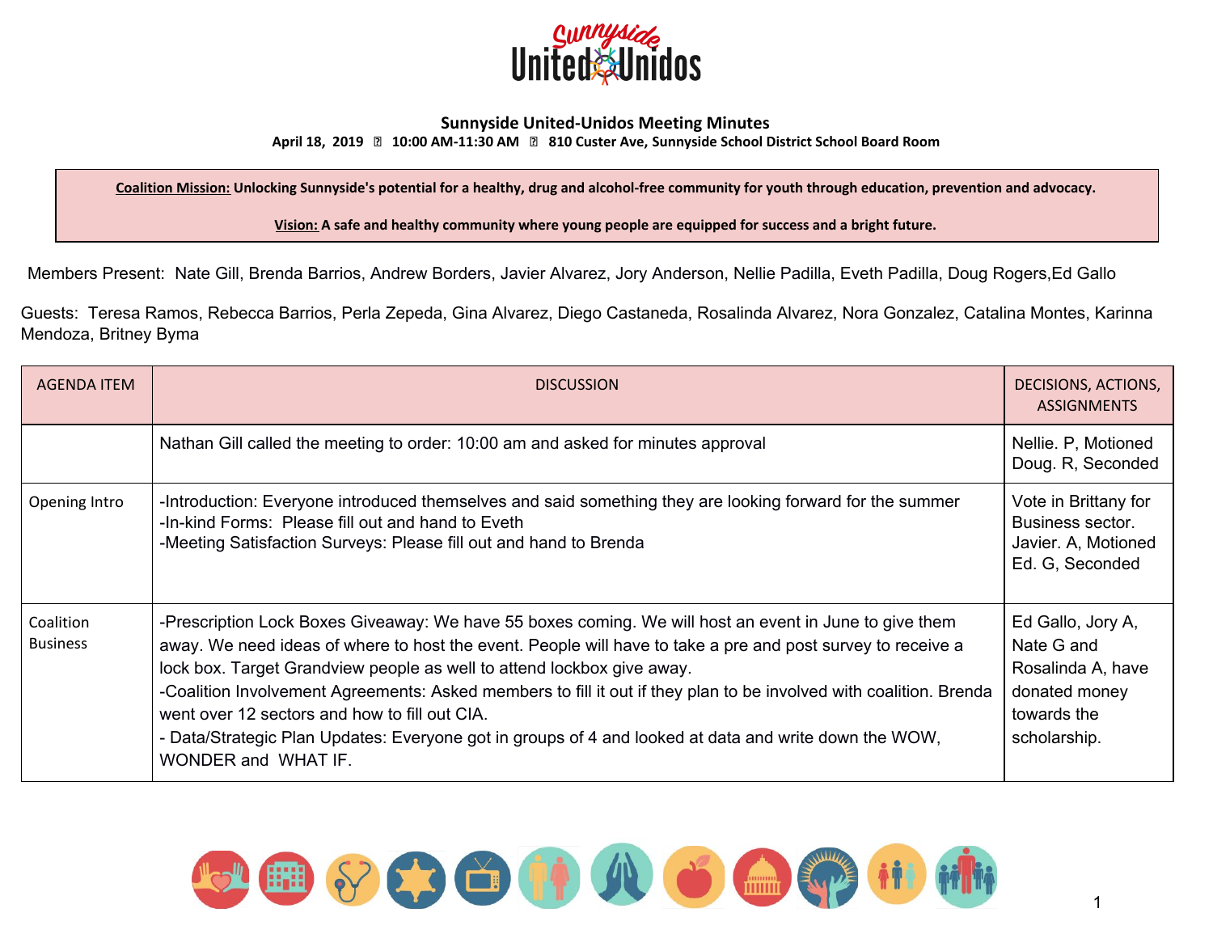# Sunnyside United-Unidos Meeting Minutes

**April 18, 2019 ▯ 10:00 AM-11:30 AM ▯ 810 Custer Ave, Sunnyside School District School Board Room**

**Coalition Mission:** Unlocking Sunnyside's potential for a healthy, drug and alcohol-free community for youth through education, prevention and advocacy.

**Vision:** A safe and healthy community where young people are equipped for success and a bright future.

Members Present: Nate Gill, Brenda Barrios, Andrew Borders, Javier Alvarez, Jory Anderson, Nellie Padilla, Eveth Padilla, Doug Rogers,Ed Gallo

Guests: Teresa Ramos, Rebecca Barrios, Perla Zepeda, Gina Alvarez, Diego Castaneda, Rosalinda Alvarez, Nora Gonzalez, Catalina Montes, Karinna Mendoza, Britney Byma

| AGENDA ITEM | DISCUSSION | DECISIONS, ACTIONS, ASSIGNMENTS |
|---|---|---|
| | Nathan Gill called the meeting to order: 10:00 am and asked for minutes approval | Nellie. P, Motioned Doug. R, Seconded |
| Opening Intro | -Introduction: Everyone introduced themselves and said something they are looking forward for the summer<br>-In-kind Forms: Please fill out and hand to Eveth<br>-Meeting Satisfaction Surveys: Please fill out and hand to Brenda | Vote in Brittany for Business sector. Javier. A, Motioned Ed. G, Seconded |
| Coalition Business | -Prescription Lock Boxes Giveaway: We have 55 boxes coming. We will host an event in June to give them away. We need ideas of where to host the event. People will have to take a pre and post survey to receive a lock box. Target Grandview people as well to attend lockbox give away.<br>-Coalition Involvement Agreements: Asked members to fill it out if they plan to be involved with coalition. Brenda went over 12 sectors and how to fill out CIA.<br>- Data/Strategic Plan Updates: Everyone got in groups of 4 and looked at data and write down the WOW, WONDER and WHAT IF. | Ed Gallo, Jory A, Nate G and Rosalinda A, have donated money towards the scholarship. |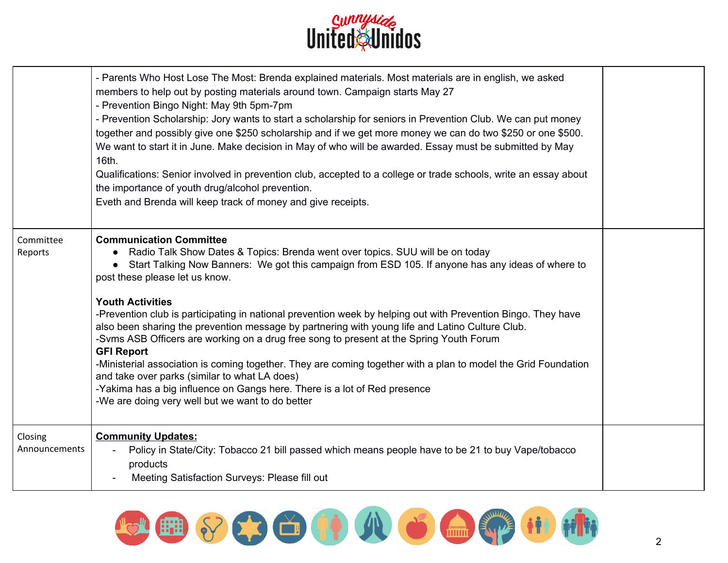| | | |
|---|---|---|
| | - Parents Who Host Lose The Most: Brenda explained materials. Most materials are in english, we asked members to help out by posting materials around town. Campaign starts May 27<br>- Prevention Bingo Night: May 9th 5pm-7pm<br>- Prevention Scholarship: Jory wants to start a scholarship for seniors in Prevention Club. We can put money together and possibly give one $250 scholarship and if we get more money we can do two $250 or one $500. We want to start it in June. Make decision in May of who will be awarded. Essay must be submitted by May 16th.<br>Qualifications: Senior involved in prevention club, accepted to a college or trade schools, write an essay about the importance of youth drug/alcohol prevention.<br>Eveth and Brenda will keep track of money and give receipts. | |
| Committee Reports | **Communication Committee**<br>● Radio Talk Show Dates & Topics: Brenda went over topics. SUU will be on today<br>● Start Talking Now Banners: We got this campaign from ESD 105. If anyone has any ideas of where to post these please let us know.<br><br>**Youth Activities**<br>-Prevention club is participating in national prevention week by helping out with Prevention Bingo. They have also been sharing the prevention message by partnering with young life and Latino Culture Club.<br>-Svms ASB Officers are working on a drug free song to present at the Spring Youth Forum<br>**GFI Report**<br>-Ministerial association is coming together. They are coming together with a plan to model the Grid Foundation and take over parks (similar to what LA does)<br>-Yakima has a big influence on Gangs here. There is a lot of Red presence<br>-We are doing very well but we want to do better | |
| Closing Announcements | **Community Updates:**<br>- Policy in State/City: Tobacco 21 bill passed which means people have to be 21 to buy Vape/tobacco products<br>- Meeting Satisfaction Surveys: Please fill out | |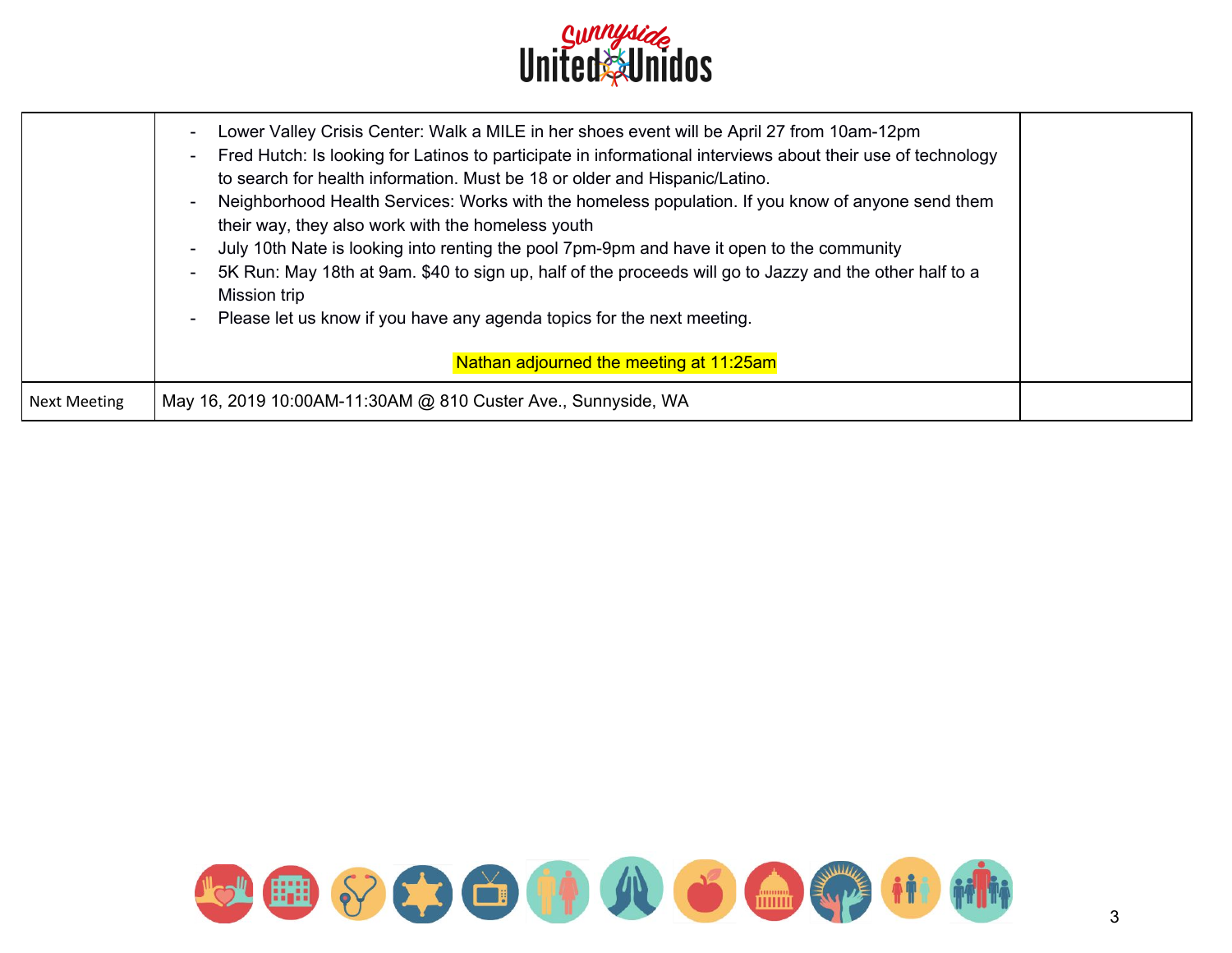| | | |
|---|---|---|
| | - Lower Valley Crisis Center: Walk a MILE in her shoes event will be April 27 from 10am-12pm<br>- Fred Hutch: Is looking for Latinos to participate in informational interviews about their use of technology to search for health information. Must be 18 or older and Hispanic/Latino.<br>- Neighborhood Health Services: Works with the homeless population. If you know of anyone send them their way, they also work with the homeless youth<br>- July 10th Nate is looking into renting the pool 7pm-9pm and have it open to the community<br>- 5K Run: May 18th at 9am. $40 to sign up, half of the proceeds will go to Jazzy and the other half to a Mission trip<br>- Please let us know if you have any agenda topics for the next meeting.<br><br>Nathan adjourned the meeting at 11:25am | |
| Next Meeting | May 16, 2019 10:00AM-11:30AM @ 810 Custer Ave., Sunnyside, WA | |